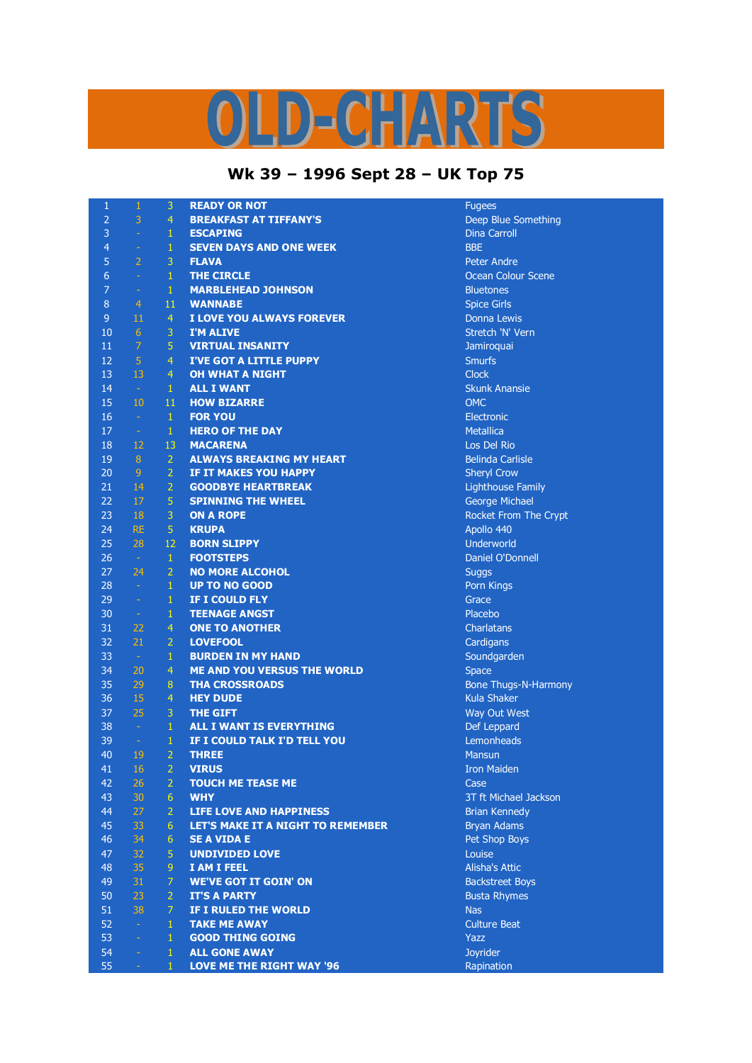# OLD-CHARTS

## Wk 39 – 1996 Sept 28 – UK Top 75

| | | | | |
|---|---|---|---|---|
| 1 | 1 | 3 | READY OR NOT | Fugees |
| 2 | 3 | 4 | BREAKFAST AT TIFFANY'S | Deep Blue Something |
| 3 | - | 1 | ESCAPING | Dina Carroll |
| 4 | - | 1 | SEVEN DAYS AND ONE WEEK | BBE |
| 5 | 2 | 3 | FLAVA | Peter Andre |
| 6 | - | 1 | THE CIRCLE | Ocean Colour Scene |
| 7 | - | 1 | MARBLEHEAD JOHNSON | Bluetones |
| 8 | 4 | 11 | WANNABE | Spice Girls |
| 9 | 11 | 4 | I LOVE YOU ALWAYS FOREVER | Donna Lewis |
| 10 | 6 | 3 | I'M ALIVE | Stretch 'N' Vern |
| 11 | 7 | 5 | VIRTUAL INSANITY | Jamiroquai |
| 12 | 5 | 4 | I'VE GOT A LITTLE PUPPY | Smurfs |
| 13 | 13 | 4 | OH WHAT A NIGHT | Clock |
| 14 | - | 1 | ALL I WANT | Skunk Anansie |
| 15 | 10 | 11 | HOW BIZARRE | OMC |
| 16 | - | 1 | FOR YOU | Electronic |
| 17 | - | 1 | HERO OF THE DAY | Metallica |
| 18 | 12 | 13 | MACARENA | Los Del Rio |
| 19 | 8 | 2 | ALWAYS BREAKING MY HEART | Belinda Carlisle |
| 20 | 9 | 2 | IF IT MAKES YOU HAPPY | Sheryl Crow |
| 21 | 14 | 2 | GOODBYE HEARTBREAK | Lighthouse Family |
| 22 | 17 | 5 | SPINNING THE WHEEL | George Michael |
| 23 | 18 | 3 | ON A ROPE | Rocket From The Crypt |
| 24 | RE | 5 | KRUPA | Apollo 440 |
| 25 | 28 | 12 | BORN SLIPPY | Underworld |
| 26 | - | 1 | FOOTSTEPS | Daniel O'Donnell |
| 27 | 24 | 2 | NO MORE ALCOHOL | Suggs |
| 28 | - | 1 | UP TO NO GOOD | Porn Kings |
| 29 | - | 1 | IF I COULD FLY | Grace |
| 30 | - | 1 | TEENAGE ANGST | Placebo |
| 31 | 22 | 4 | ONE TO ANOTHER | Charlatans |
| 32 | 21 | 2 | LOVEFOOL | Cardigans |
| 33 | - | 1 | BURDEN IN MY HAND | Soundgarden |
| 34 | 20 | 4 | ME AND YOU VERSUS THE WORLD | Space |
| 35 | 29 | 8 | THA CROSSROADS | Bone Thugs-N-Harmony |
| 36 | 15 | 4 | HEY DUDE | Kula Shaker |
| 37 | 25 | 3 | THE GIFT | Way Out West |
| 38 | - | 1 | ALL I WANT IS EVERYTHING | Def Leppard |
| 39 | - | 1 | IF I COULD TALK I'D TELL YOU | Lemonheads |
| 40 | 19 | 2 | THREE | Mansun |
| 41 | 16 | 2 | VIRUS | Iron Maiden |
| 42 | 26 | 2 | TOUCH ME TEASE ME | Case |
| 43 | 30 | 6 | WHY | 3T ft Michael Jackson |
| 44 | 27 | 2 | LIFE LOVE AND HAPPINESS | Brian Kennedy |
| 45 | 33 | 6 | LET'S MAKE IT A NIGHT TO REMEMBER | Bryan Adams |
| 46 | 34 | 6 | SE A VIDA E | Pet Shop Boys |
| 47 | 32 | 5 | UNDIVIDED LOVE | Louise |
| 48 | 35 | 9 | I AM I FEEL | Alisha's Attic |
| 49 | 31 | 7 | WE'VE GOT IT GOIN' ON | Backstreet Boys |
| 50 | 23 | 2 | IT'S A PARTY | Busta Rhymes |
| 51 | 38 | 7 | IF I RULED THE WORLD | Nas |
| 52 | - | 1 | TAKE ME AWAY | Culture Beat |
| 53 | - | 1 | GOOD THING GOING | Yazz |
| 54 | - | 1 | ALL GONE AWAY | Joyrider |
| 55 | - | 1 | LOVE ME THE RIGHT WAY '96 | Rapination |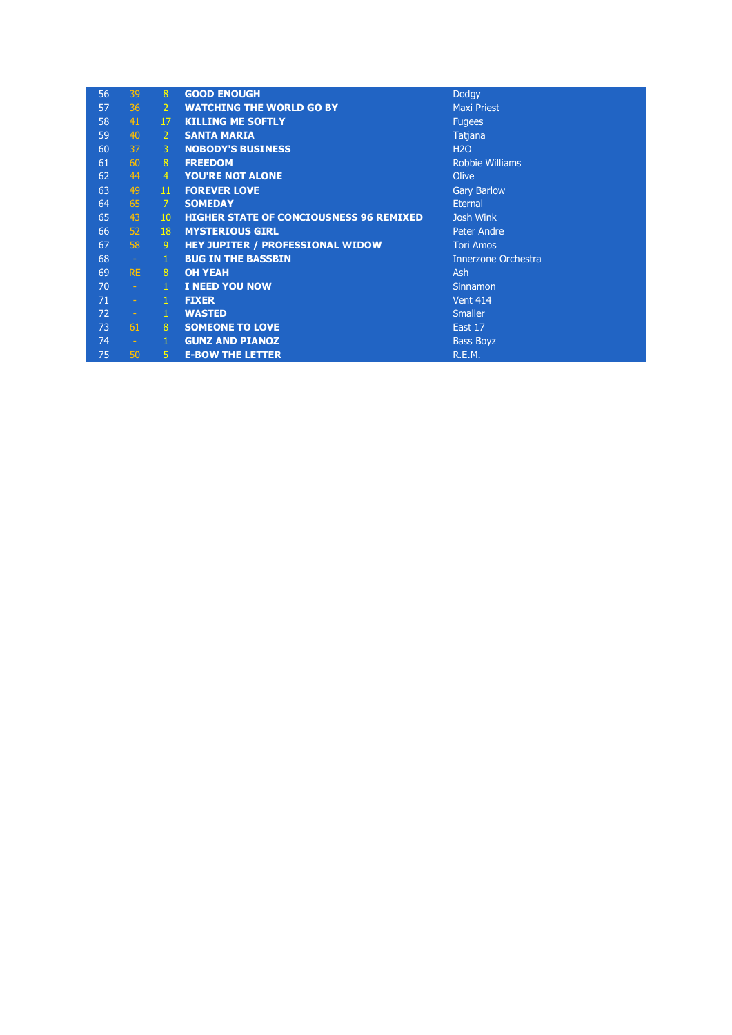| | | | | |
|---|---|---|---|---|
| 56 | 39 | 8 | **GOOD ENOUGH** | Dodgy |
| 57 | 36 | 2 | **WATCHING THE WORLD GO BY** | Maxi Priest |
| 58 | 41 | 17 | **KILLING ME SOFTLY** | Fugees |
| 59 | 40 | 2 | **SANTA MARIA** | Tatjana |
| 60 | 37 | 3 | **NOBODY'S BUSINESS** | H2O |
| 61 | 60 | 8 | **FREEDOM** | Robbie Williams |
| 62 | 44 | 4 | **YOU'RE NOT ALONE** | Olive |
| 63 | 49 | 11 | **FOREVER LOVE** | Gary Barlow |
| 64 | 65 | 7 | **SOMEDAY** | Eternal |
| 65 | 43 | 10 | **HIGHER STATE OF CONCIOUSNESS 96 REMIXED** | Josh Wink |
| 66 | 52 | 18 | **MYSTERIOUS GIRL** | Peter Andre |
| 67 | 58 | 9 | **HEY JUPITER / PROFESSIONAL WIDOW** | Tori Amos |
| 68 | - | 1 | **BUG IN THE BASSBIN** | Innerzone Orchestra |
| 69 | RE | 8 | **OH YEAH** | Ash |
| 70 | - | 1 | **I NEED YOU NOW** | Sinnamon |
| 71 | - | 1 | **FIXER** | Vent 414 |
| 72 | - | 1 | **WASTED** | Smaller |
| 73 | 61 | 8 | **SOMEONE TO LOVE** | East 17 |
| 74 | - | 1 | **GUNZ AND PIANOZ** | Bass Boyz |
| 75 | 50 | 5 | **E-BOW THE LETTER** | R.E.M. |